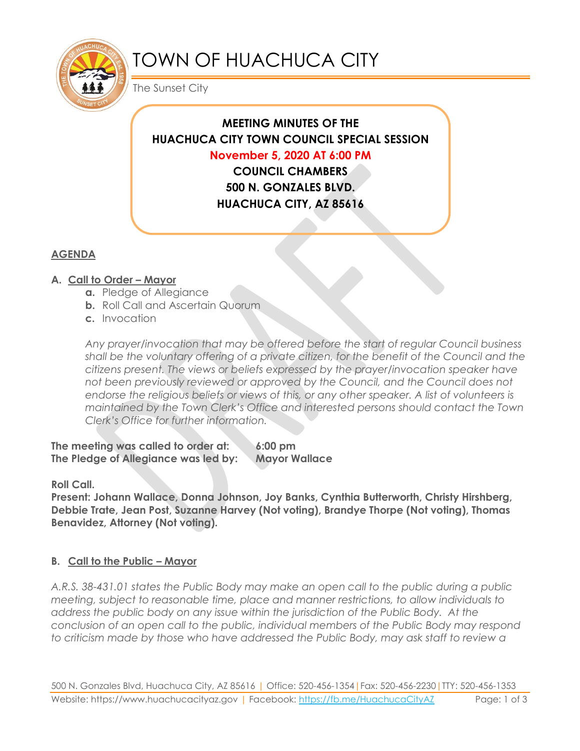# TOWN OF HUACHUCA CITY

The Sunset City

**MEETING MINUTES OF THE**
**HUACHUCA CITY TOWN COUNCIL SPECIAL SESSION**
**November 5, 2020 AT 6:00 PM**
**COUNCIL CHAMBERS**
**500 N. GONZALES BLVD.**
**HUACHUCA CITY, AZ 85616**

## AGENDA

### A. Call to Order – Mayor

- **a.** Pledge of Allegiance
- **b.** Roll Call and Ascertain Quorum
- **c.** Invocation

*Any prayer/invocation that may be offered before the start of regular Council business shall be the voluntary offering of a private citizen, for the benefit of the Council and the citizens present. The views or beliefs expressed by the prayer/invocation speaker have not been previously reviewed or approved by the Council, and the Council does not endorse the religious beliefs or views of this, or any other speaker. A list of volunteers is maintained by the Town Clerk's Office and interested persons should contact the Town Clerk's Office for further information.*

**The meeting was called to order at:** **6:00 pm**
**The Pledge of Allegiance was led by:** **Mayor Wallace**

**Roll Call.**
**Present: Johann Wallace, Donna Johnson, Joy Banks, Cynthia Butterworth, Christy Hirshberg, Debbie Trate, Jean Post, Suzanne Harvey (Not voting), Brandye Thorpe (Not voting), Thomas Benavidez, Attorney (Not voting).**

### B. Call to the Public – Mayor

*A.R.S. 38-431.01 states the Public Body may make an open call to the public during a public meeting, subject to reasonable time, place and manner restrictions, to allow individuals to address the public body on any issue within the jurisdiction of the Public Body. At the conclusion of an open call to the public, individual members of the Public Body may respond to criticism made by those who have addressed the Public Body, may ask staff to review a*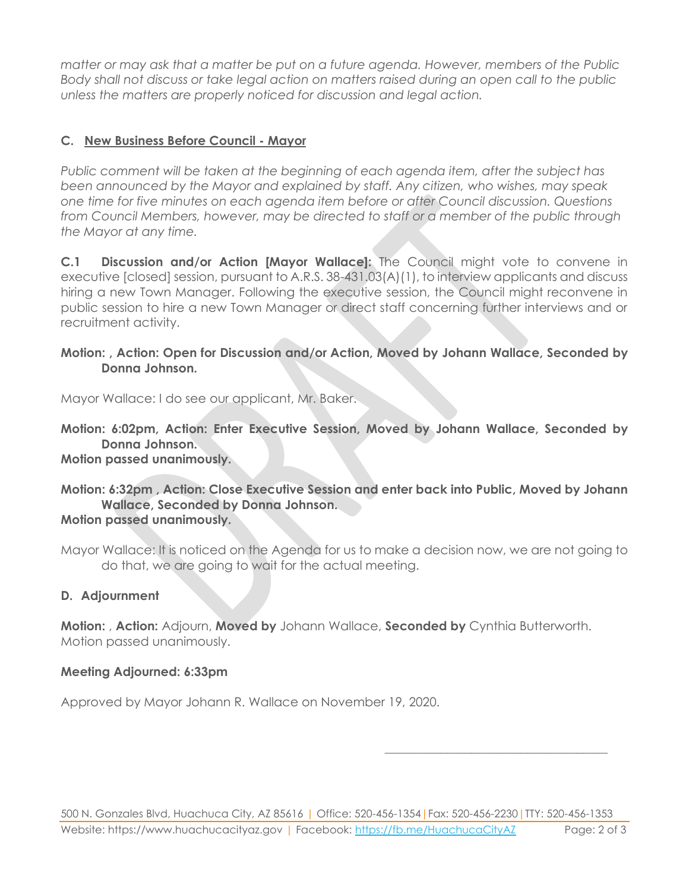*matter or may ask that a matter be put on a future agenda. However, members of the Public Body shall not discuss or take legal action on matters raised during an open call to the public unless the matters are properly noticed for discussion and legal action.*

## C. New Business Before Council - Mayor

*Public comment will be taken at the beginning of each agenda item, after the subject has been announced by the Mayor and explained by staff. Any citizen, who wishes, may speak one time for five minutes on each agenda item before or after Council discussion. Questions from Council Members, however, may be directed to staff or a member of the public through the Mayor at any time.*

**C.1 Discussion and/or Action [Mayor Wallace]:** The Council might vote to convene in executive [closed] session, pursuant to A.R.S. 38-431.03(A)(1), to interview applicants and discuss hiring a new Town Manager. Following the executive session, the Council might reconvene in public session to hire a new Town Manager or direct staff concerning further interviews and or recruitment activity.

**Motion: , Action: Open for Discussion and/or Action, Moved by Johann Wallace, Seconded by Donna Johnson.**

Mayor Wallace: I do see our applicant, Mr. Baker.

**Motion: 6:02pm, Action: Enter Executive Session, Moved by Johann Wallace, Seconded by Donna Johnson.**
**Motion passed unanimously.**

**Motion: 6:32pm , Action: Close Executive Session and enter back into Public, Moved by Johann Wallace, Seconded by Donna Johnson.**
**Motion passed unanimously.**

Mayor Wallace: It is noticed on the Agenda for us to make a decision now, we are not going to do that, we are going to wait for the actual meeting.

## D. Adjournment

**Motion:** , **Action:** Adjourn, **Moved by** Johann Wallace, **Seconded by** Cynthia Butterworth.
Motion passed unanimously.

**Meeting Adjourned: 6:33pm**

Approved by Mayor Johann R. Wallace on November 19, 2020.

\_\_\_\_\_\_\_\_\_\_\_\_\_\_\_\_\_\_\_\_\_\_\_\_\_\_\_\_\_\_\_\_\_\_\_\_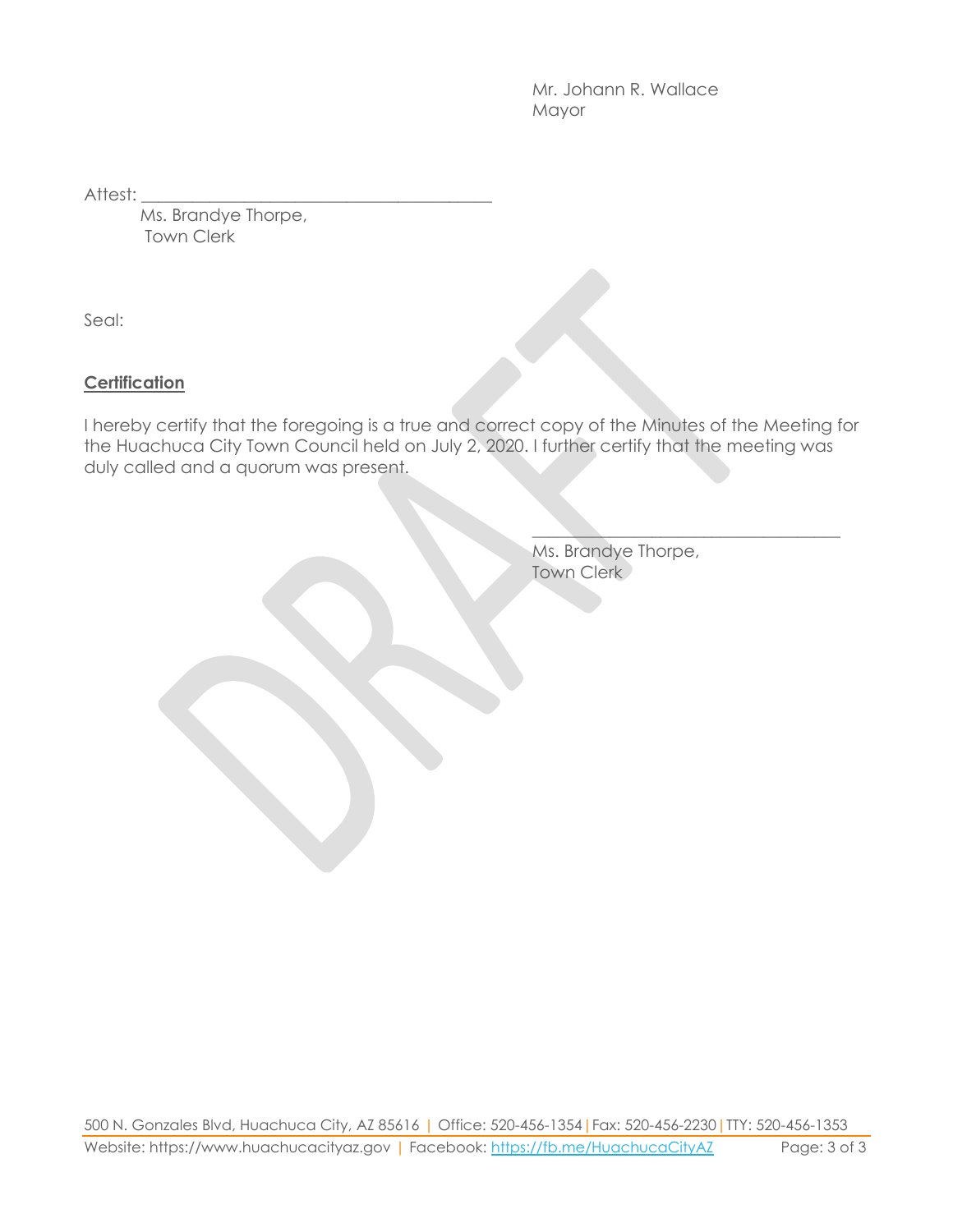Mr. Johann R. Wallace
Mayor

Attest: ________________________________________
Ms. Brandye Thorpe,
Town Clerk

Seal:

**Certification**

I hereby certify that the foregoing is a true and correct copy of the Minutes of the Meeting for the Huachuca City Town Council held on July 2, 2020. I further certify that the meeting was duly called and a quorum was present.

________________________________________
Ms. Brandye Thorpe,
Town Clerk

500 N. Gonzales Blvd, Huachuca City, AZ 85616 | Office: 520-456-1354 | Fax: 520-456-2230 | TTY: 520-456-1353
Website: https://www.huachucacityaz.gov | Facebook: https://fb.me/HuachucaCityAZ